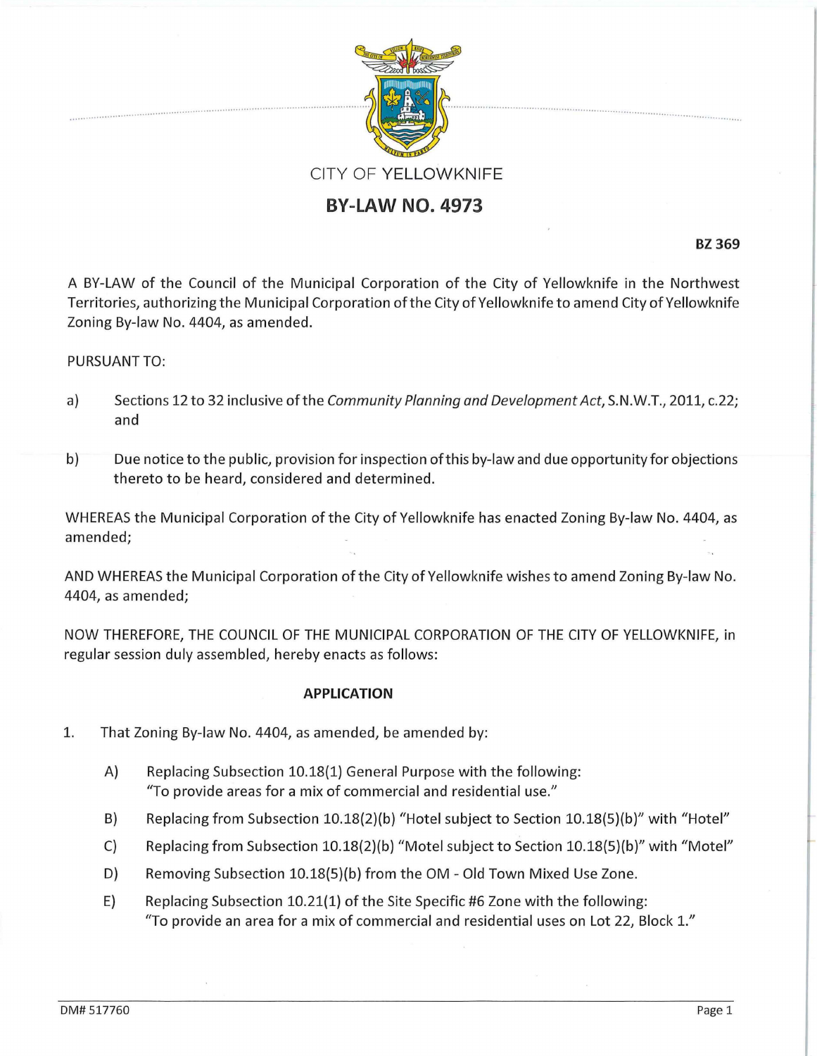CITY OF YELLOWKNIFE

# BY-LAW NO. 4973

**BZ 369**

A BY-LAW of the Council of the Municipal Corporation of the City of Yellowknife in the Northwest Territories, authorizing the Municipal Corporation of the City of Yellowknife to amend City of Yellowknife Zoning By-law No. 4404, as amended.

PURSUANT TO:

a) Sections 12 to 32 inclusive of the *Community Planning and Development Act*, S.N.W.T., 2011, c.22; and

b) Due notice to the public, provision for inspection of this by-law and due opportunity for objections thereto to be heard, considered and determined.

WHEREAS the Municipal Corporation of the City of Yellowknife has enacted Zoning By-law No. 4404, as amended;

AND WHEREAS the Municipal Corporation of the City of Yellowknife wishes to amend Zoning By-law No. 4404, as amended;

NOW THEREFORE, THE COUNCIL OF THE MUNICIPAL CORPORATION OF THE CITY OF YELLOWKNIFE, in regular session duly assembled, hereby enacts as follows:

## APPLICATION

1. That Zoning By-law No. 4404, as amended, be amended by:

   A) Replacing Subsection 10.18(1) General Purpose with the following: "To provide areas for a mix of commercial and residential use."

   B) Replacing from Subsection 10.18(2)(b) "Hotel subject to Section 10.18(5)(b)" with "Hotel"

   C) Replacing from Subsection 10.18(2)(b) "Motel subject to Section 10.18(5)(b)" with "Motel"

   D) Removing Subsection 10.18(5)(b) from the OM - Old Town Mixed Use Zone.

   E) Replacing Subsection 10.21(1) of the Site Specific #6 Zone with the following: "To provide an area for a mix of commercial and residential uses on Lot 22, Block 1."

DM# 517760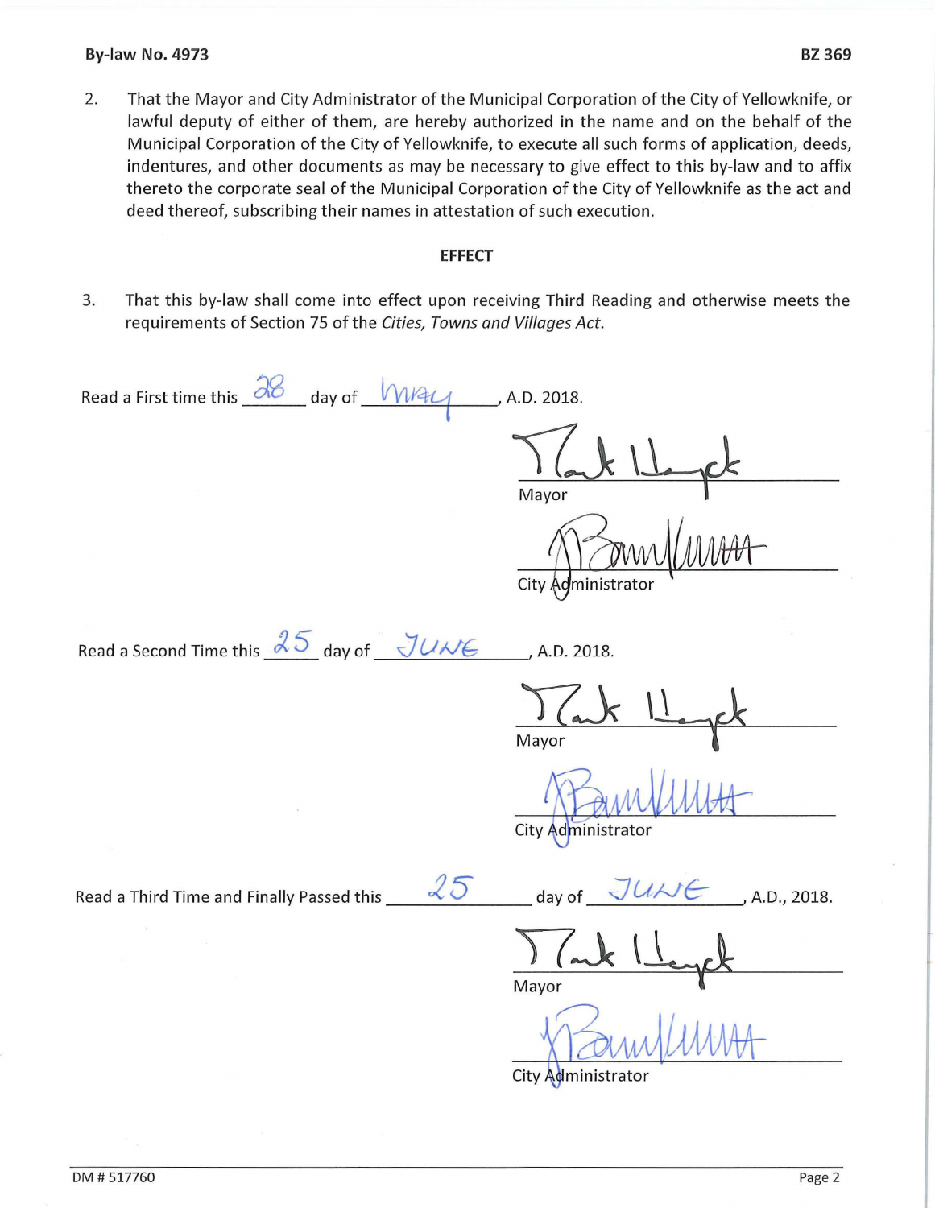2. That the Mayor and City Administrator of the Municipal Corporation of the City of Yellowknife, or lawful deputy of either of them, are hereby authorized in the name and on the behalf of the Municipal Corporation of the City of Yellowknife, to execute all such forms of application, deeds, indentures, and other documents as may be necessary to give effect to this by-law and to affix thereto the corporate seal of the Municipal Corporation of the City of Yellowknife as the act and deed thereof, subscribing their names in attestation of such execution.

## EFFECT

3. That this by-law shall come into effect upon receiving Third Reading and otherwise meets the requirements of Section 75 of the *Cities, Towns and Villages Act*.

Read a First time this 28 day of May, A.D. 2018.

Mayor

City Administrator

Read a Second Time this 25 day of June, A.D. 2018.

Mayor

City Administrator

Read a Third Time and Finally Passed this 25 day of June, A.D., 2018.

Mayor

City Administrator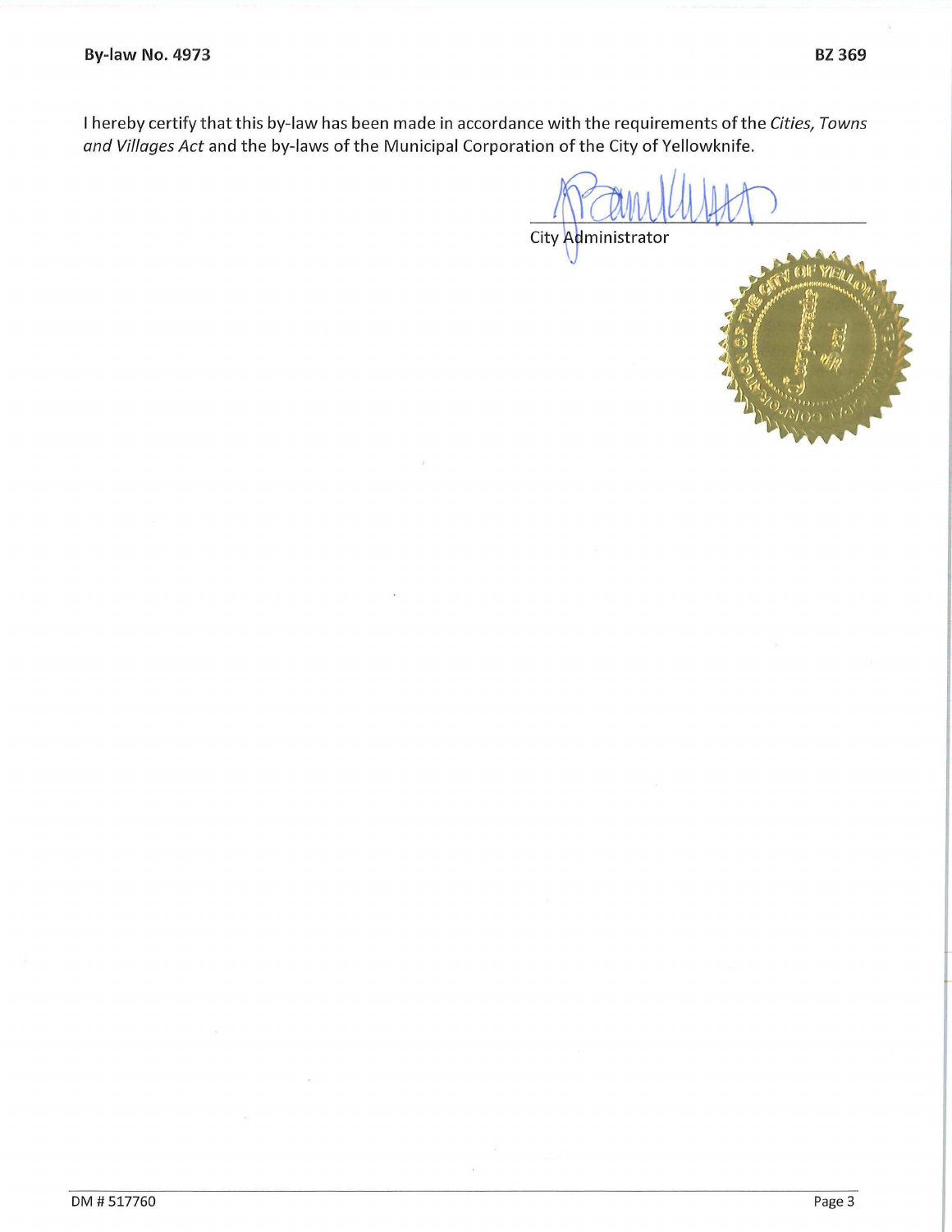I hereby certify that this by-law has been made in accordance with the requirements of the *Cities, Towns and Villages Act* and the by-laws of the Municipal Corporation of the City of Yellowknife.

City Administrator

DM # 517760